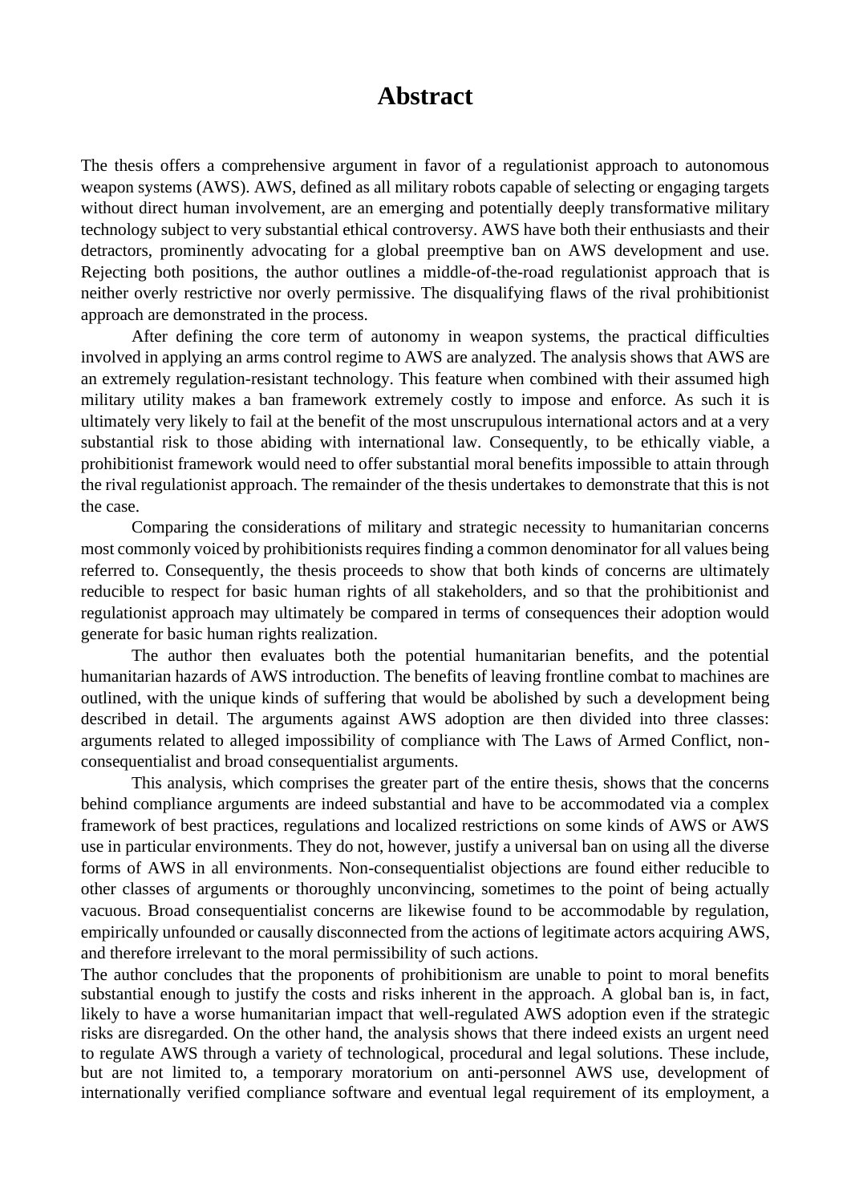# Abstract

The thesis offers a comprehensive argument in favor of a regulationist approach to autonomous weapon systems (AWS). AWS, defined as all military robots capable of selecting or engaging targets without direct human involvement, are an emerging and potentially deeply transformative military technology subject to very substantial ethical controversy. AWS have both their enthusiasts and their detractors, prominently advocating for a global preemptive ban on AWS development and use. Rejecting both positions, the author outlines a middle-of-the-road regulationist approach that is neither overly restrictive nor overly permissive. The disqualifying flaws of the rival prohibitionist approach are demonstrated in the process.

After defining the core term of autonomy in weapon systems, the practical difficulties involved in applying an arms control regime to AWS are analyzed. The analysis shows that AWS are an extremely regulation-resistant technology. This feature when combined with their assumed high military utility makes a ban framework extremely costly to impose and enforce. As such it is ultimately very likely to fail at the benefit of the most unscrupulous international actors and at a very substantial risk to those abiding with international law. Consequently, to be ethically viable, a prohibitionist framework would need to offer substantial moral benefits impossible to attain through the rival regulationist approach. The remainder of the thesis undertakes to demonstrate that this is not the case.

Comparing the considerations of military and strategic necessity to humanitarian concerns most commonly voiced by prohibitionists requires finding a common denominator for all values being referred to. Consequently, the thesis proceeds to show that both kinds of concerns are ultimately reducible to respect for basic human rights of all stakeholders, and so that the prohibitionist and regulationist approach may ultimately be compared in terms of consequences their adoption would generate for basic human rights realization.

The author then evaluates both the potential humanitarian benefits, and the potential humanitarian hazards of AWS introduction. The benefits of leaving frontline combat to machines are outlined, with the unique kinds of suffering that would be abolished by such a development being described in detail. The arguments against AWS adoption are then divided into three classes: arguments related to alleged impossibility of compliance with The Laws of Armed Conflict, non-consequentialist and broad consequentialist arguments.

This analysis, which comprises the greater part of the entire thesis, shows that the concerns behind compliance arguments are indeed substantial and have to be accommodated via a complex framework of best practices, regulations and localized restrictions on some kinds of AWS or AWS use in particular environments. They do not, however, justify a universal ban on using all the diverse forms of AWS in all environments. Non-consequentialist objections are found either reducible to other classes of arguments or thoroughly unconvincing, sometimes to the point of being actually vacuous. Broad consequentialist concerns are likewise found to be accommodable by regulation, empirically unfounded or causally disconnected from the actions of legitimate actors acquiring AWS, and therefore irrelevant to the moral permissibility of such actions.

The author concludes that the proponents of prohibitionism are unable to point to moral benefits substantial enough to justify the costs and risks inherent in the approach. A global ban is, in fact, likely to have a worse humanitarian impact that well-regulated AWS adoption even if the strategic risks are disregarded. On the other hand, the analysis shows that there indeed exists an urgent need to regulate AWS through a variety of technological, procedural and legal solutions. These include, but are not limited to, a temporary moratorium on anti-personnel AWS use, development of internationally verified compliance software and eventual legal requirement of its employment, a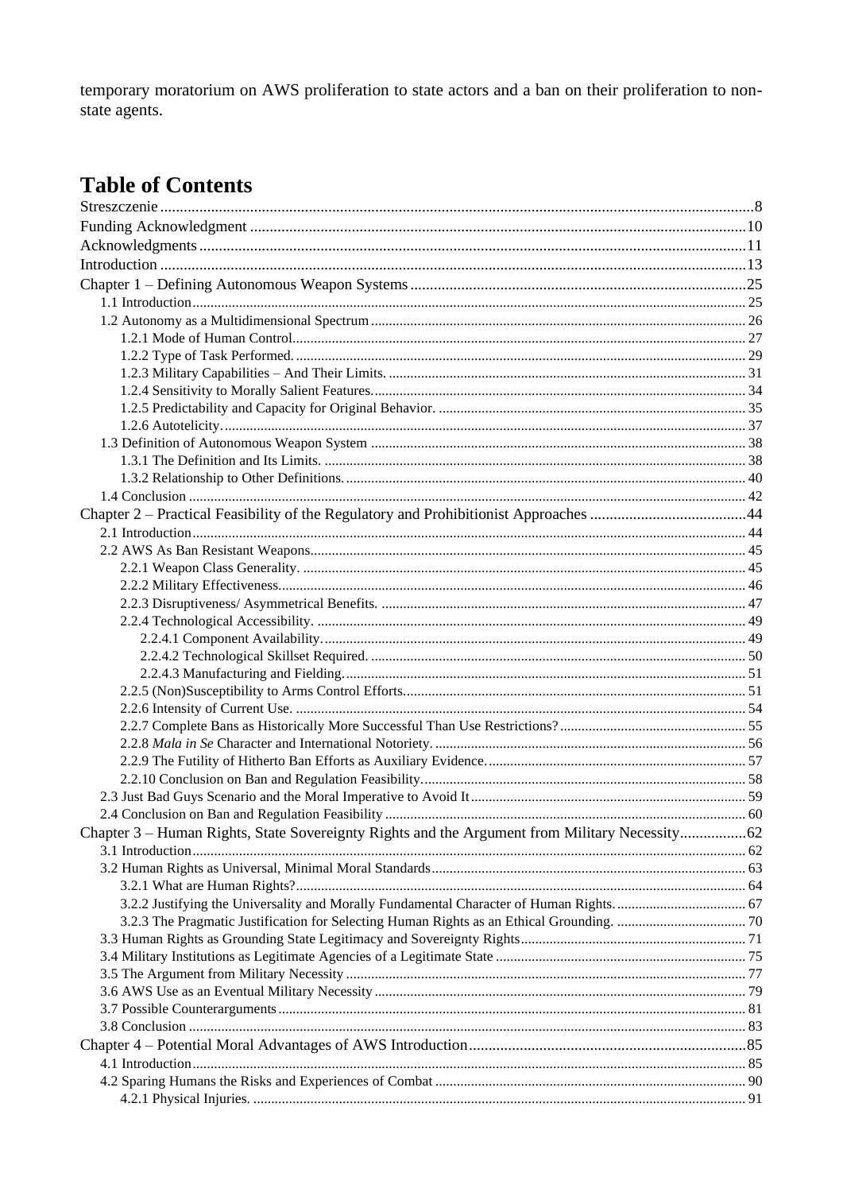temporary moratorium on AWS proliferation to state actors and a ban on their proliferation to non-state agents.

# Table of Contents

- Streszczenie ........ 8
- Funding Acknowledgment ........ 10
- Acknowledgments ........ 11
- Introduction ........ 13
- Chapter 1 – Defining Autonomous Weapon Systems ........ 25
  - 1.1 Introduction ........ 25
  - 1.2 Autonomy as a Multidimensional Spectrum ........ 26
    - 1.2.1 Mode of Human Control ........ 27
    - 1.2.2 Type of Task Performed. ........ 29
    - 1.2.3 Military Capabilities – And Their Limits. ........ 31
    - 1.2.4 Sensitivity to Morally Salient Features. ........ 34
    - 1.2.5 Predictability and Capacity for Original Behavior. ........ 35
    - 1.2.6 Autotelicity. ........ 37
  - 1.3 Definition of Autonomous Weapon System ........ 38
    - 1.3.1 The Definition and Its Limits. ........ 38
    - 1.3.2 Relationship to Other Definitions. ........ 40
  - 1.4 Conclusion ........ 42
- Chapter 2 – Practical Feasibility of the Regulatory and Prohibitionist Approaches ........ 44
  - 2.1 Introduction ........ 44
  - 2.2 AWS As Ban Resistant Weapons ........ 45
    - 2.2.1 Weapon Class Generality. ........ 45
    - 2.2.2 Military Effectiveness. ........ 46
    - 2.2.3 Disruptiveness/ Asymmetrical Benefits. ........ 47
    - 2.2.4 Technological Accessibility. ........ 49
      - 2.2.4.1 Component Availability. ........ 49
      - 2.2.4.2 Technological Skillset Required. ........ 50
      - 2.2.4.3 Manufacturing and Fielding. ........ 51
    - 2.2.5 (Non)Susceptibility to Arms Control Efforts. ........ 51
    - 2.2.6 Intensity of Current Use. ........ 54
    - 2.2.7 Complete Bans as Historically More Successful Than Use Restrictions? ........ 55
    - 2.2.8 *Mala in Se* Character and International Notoriety. ........ 56
    - 2.2.9 The Futility of Hitherto Ban Efforts as Auxiliary Evidence. ........ 57
    - 2.2.10 Conclusion on Ban and Regulation Feasibility. ........ 58
  - 2.3 Just Bad Guys Scenario and the Moral Imperative to Avoid It ........ 59
  - 2.4 Conclusion on Ban and Regulation Feasibility ........ 60
- Chapter 3 – Human Rights, State Sovereignty Rights and the Argument from Military Necessity ........ 62
  - 3.1 Introduction ........ 62
  - 3.2 Human Rights as Universal, Minimal Moral Standards ........ 63
    - 3.2.1 What are Human Rights? ........ 64
    - 3.2.2 Justifying the Universality and Morally Fundamental Character of Human Rights. ........ 67
    - 3.2.3 The Pragmatic Justification for Selecting Human Rights as an Ethical Grounding. ........ 70
  - 3.3 Human Rights as Grounding State Legitimacy and Sovereignty Rights ........ 71
  - 3.4 Military Institutions as Legitimate Agencies of a Legitimate State ........ 75
  - 3.5 The Argument from Military Necessity ........ 77
  - 3.6 AWS Use as an Eventual Military Necessity ........ 79
  - 3.7 Possible Counterarguments ........ 81
  - 3.8 Conclusion ........ 83
- Chapter 4 – Potential Moral Advantages of AWS Introduction ........ 85
  - 4.1 Introduction ........ 85
  - 4.2 Sparing Humans the Risks and Experiences of Combat ........ 90
    - 4.2.1 Physical Injuries. ........ 91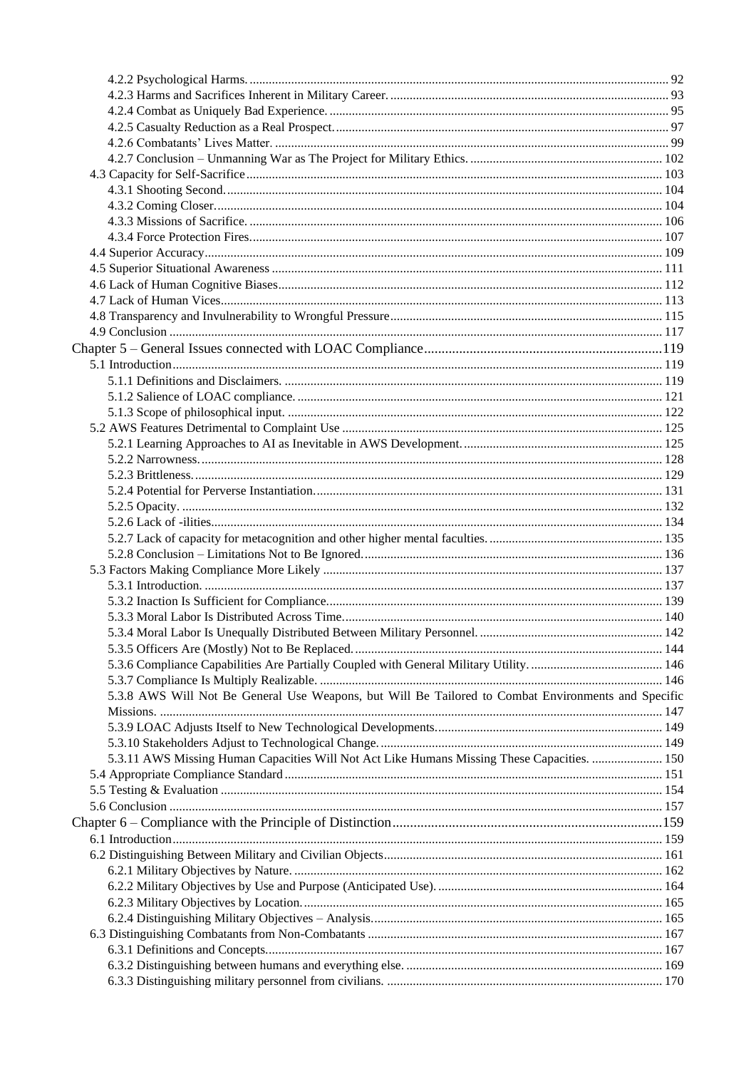4.2.2 Psychological Harms. .......... 92
4.2.3 Harms and Sacrifices Inherent in Military Career. .......... 93
4.2.4 Combat as Uniquely Bad Experience. .......... 95
4.2.5 Casualty Reduction as a Real Prospect. .......... 97
4.2.6 Combatants' Lives Matter. .......... 99
4.2.7 Conclusion – Unmanning War as The Project for Military Ethics. .......... 102
4.3 Capacity for Self-Sacrifice .......... 103
4.3.1 Shooting Second. .......... 104
4.3.2 Coming Closer. .......... 104
4.3.3 Missions of Sacrifice. .......... 106
4.3.4 Force Protection Fires. .......... 107
4.4 Superior Accuracy .......... 109
4.5 Superior Situational Awareness .......... 111
4.6 Lack of Human Cognitive Biases .......... 112
4.7 Lack of Human Vices .......... 113
4.8 Transparency and Invulnerability to Wrongful Pressure .......... 115
4.9 Conclusion .......... 117
Chapter 5 – General Issues connected with LOAC Compliance .......... 119
5.1 Introduction .......... 119
5.1.1 Definitions and Disclaimers. .......... 119
5.1.2 Salience of LOAC compliance. .......... 121
5.1.3 Scope of philosophical input. .......... 122
5.2 AWS Features Detrimental to Complaint Use .......... 125
5.2.1 Learning Approaches to AI as Inevitable in AWS Development. .......... 125
5.2.2 Narrowness. .......... 128
5.2.3 Brittleness. .......... 129
5.2.4 Potential for Perverse Instantiation. .......... 131
5.2.5 Opacity. .......... 132
5.2.6 Lack of -ilities. .......... 134
5.2.7 Lack of capacity for metacognition and other higher mental faculties. .......... 135
5.2.8 Conclusion – Limitations Not to Be Ignored. .......... 136
5.3 Factors Making Compliance More Likely .......... 137
5.3.1 Introduction. .......... 137
5.3.2 Inaction Is Sufficient for Compliance. .......... 139
5.3.3 Moral Labor Is Distributed Across Time. .......... 140
5.3.4 Moral Labor Is Unequally Distributed Between Military Personnel. .......... 142
5.3.5 Officers Are (Mostly) Not to Be Replaced. .......... 144
5.3.6 Compliance Capabilities Are Partially Coupled with General Military Utility. .......... 146
5.3.7 Compliance Is Multiply Realizable. .......... 146
5.3.8 AWS Will Not Be General Use Weapons, but Will Be Tailored to Combat Environments and Specific Missions. .......... 147
5.3.9 LOAC Adjusts Itself to New Technological Developments. .......... 149
5.3.10 Stakeholders Adjust to Technological Change. .......... 149
5.3.11 AWS Missing Human Capacities Will Not Act Like Humans Missing These Capacities. .......... 150
5.4 Appropriate Compliance Standard .......... 151
5.5 Testing & Evaluation .......... 154
5.6 Conclusion .......... 157
Chapter 6 – Compliance with the Principle of Distinction .......... 159
6.1 Introduction .......... 159
6.2 Distinguishing Between Military and Civilian Objects .......... 161
6.2.1 Military Objectives by Nature. .......... 162
6.2.2 Military Objectives by Use and Purpose (Anticipated Use). .......... 164
6.2.3 Military Objectives by Location. .......... 165
6.2.4 Distinguishing Military Objectives – Analysis. .......... 165
6.3 Distinguishing Combatants from Non-Combatants .......... 167
6.3.1 Definitions and Concepts. .......... 167
6.3.2 Distinguishing between humans and everything else. .......... 169
6.3.3 Distinguishing military personnel from civilians. .......... 170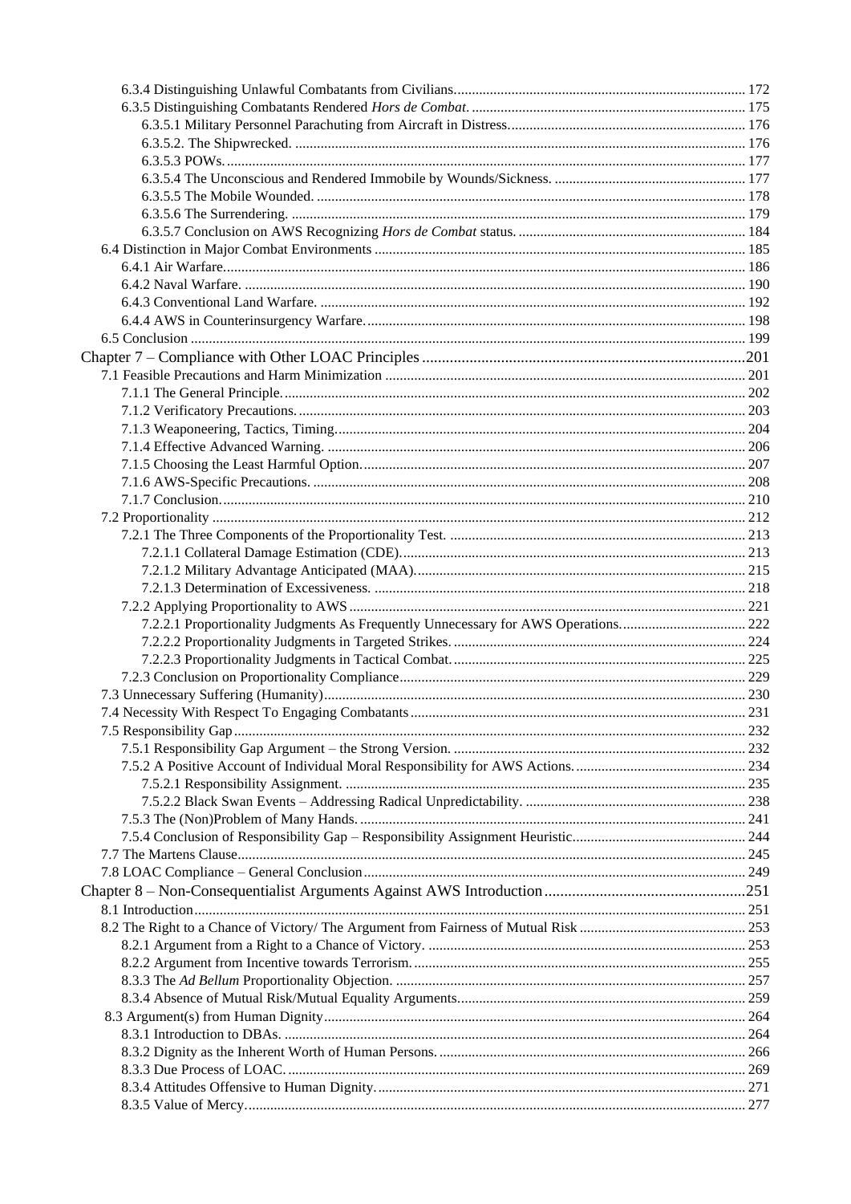6.3.4 Distinguishing Unlawful Combatants from Civilians................................................................................ 172
6.3.5 Distinguishing Combatants Rendered *Hors de Combat*. ........................................................................... 175
6.3.5.1 Military Personnel Parachuting from Aircraft in Distress................................................................. 176
6.3.5.2. The Shipwrecked. ............................................................................................................................. 176
6.3.5.3 POWs................................................................................................................................................ 177
6.3.5.4 The Unconscious and Rendered Immobile by Wounds/Sickness. .................................................... 177
6.3.5.5 The Mobile Wounded. ....................................................................................................................... 178
6.3.5.6 The Surrendering. .............................................................................................................................. 179
6.3.5.7 Conclusion on AWS Recognizing *Hors de Combat* status. .............................................................. 184
6.4 Distinction in Major Combat Environments ..................................................................................................... 185
6.4.1 Air Warfare................................................................................................................................................ 186
6.4.2 Naval Warfare. ........................................................................................................................................... 190
6.4.3 Conventional Land Warfare. ..................................................................................................................... 192
6.4.4 AWS in Counterinsurgency Warfare......................................................................................................... 198
6.5 Conclusion ........................................................................................................................................................ 199
Chapter 7 – Compliance with Other LOAC Principles ..................................................................................201
7.1 Feasible Precautions and Harm Minimization .................................................................................................. 201
7.1.1 The General Principle................................................................................................................................ 202
7.1.2 Verificatory Precautions............................................................................................................................. 203
7.1.3 Weaponeering, Tactics, Timing.................................................................................................................. 204
7.1.4 Effective Advanced Warning. .................................................................................................................... 206
7.1.5 Choosing the Least Harmful Option.......................................................................................................... 207
7.1.6 AWS-Specific Precautions. ........................................................................................................................ 208
7.1.7 Conclusion.................................................................................................................................................. 210
7.2 Proportionality .................................................................................................................................................. 212
7.2.1 The Three Components of the Proportionality Test. ................................................................................. 213
7.2.1.1 Collateral Damage Estimation (CDE)............................................................................................... 213
7.2.1.2 Military Advantage Anticipated (MAA)........................................................................................... 215
7.2.1.3 Determination of Excessiveness. ...................................................................................................... 218
7.2.2 Applying Proportionality to AWS ............................................................................................................. 221
7.2.2.1 Proportionality Judgments As Frequently Unnecessary for AWS Operations.................................. 222
7.2.2.2 Proportionality Judgments in Targeted Strikes. ................................................................................ 224
7.2.2.3 Proportionality Judgments in Tactical Combat. ................................................................................ 225
7.2.3 Conclusion on Proportionality Compliance................................................................................................ 229
7.3 Unnecessary Suffering (Humanity).................................................................................................................... 230
7.4 Necessity With Respect To Engaging Combatants............................................................................................ 231
7.5 Responsibility Gap ............................................................................................................................................. 232
7.5.1 Responsibility Gap Argument – the Strong Version. ................................................................................. 232
7.5.2 A Positive Account of Individual Moral Responsibility for AWS Actions............................................... 234
7.5.2.1 Responsibility Assignment. .............................................................................................................. 235
7.5.2.2 Black Swan Events – Addressing Radical Unpredictability. ............................................................. 238
7.5.3 The (Non)Problem of Many Hands. ........................................................................................................... 241
7.5.4 Conclusion of Responsibility Gap – Responsibility Assignment Heuristic................................................ 244
7.7 The Martens Clause............................................................................................................................................ 245
7.8 LOAC Compliance – General Conclusion......................................................................................................... 249
Chapter 8 – Non-Consequentialist Arguments Against AWS Introduction...................................................251
8.1 Introduction........................................................................................................................................................ 251
8.2 The Right to a Chance of Victory/ The Argument from Fairness of Mutual Risk ............................................. 253
8.2.1 Argument from a Right to a Chance of Victory. ........................................................................................ 253
8.2.2 Argument from Incentive towards Terrorism............................................................................................. 255
8.3.3 The *Ad Bellum* Proportionality Objection. ................................................................................................. 257
8.3.4 Absence of Mutual Risk/Mutual Equality Arguments................................................................................ 259
8.3 Argument(s) from Human Dignity..................................................................................................................... 264
8.3.1 Introduction to DBAs. ................................................................................................................................ 264
8.3.2 Dignity as the Inherent Worth of Human Persons. ..................................................................................... 266
8.3.3 Due Process of LOAC. ............................................................................................................................... 269
8.3.4 Attitudes Offensive to Human Dignity....................................................................................................... 271
8.3.5 Value of Mercy........................................................................................................................................... 277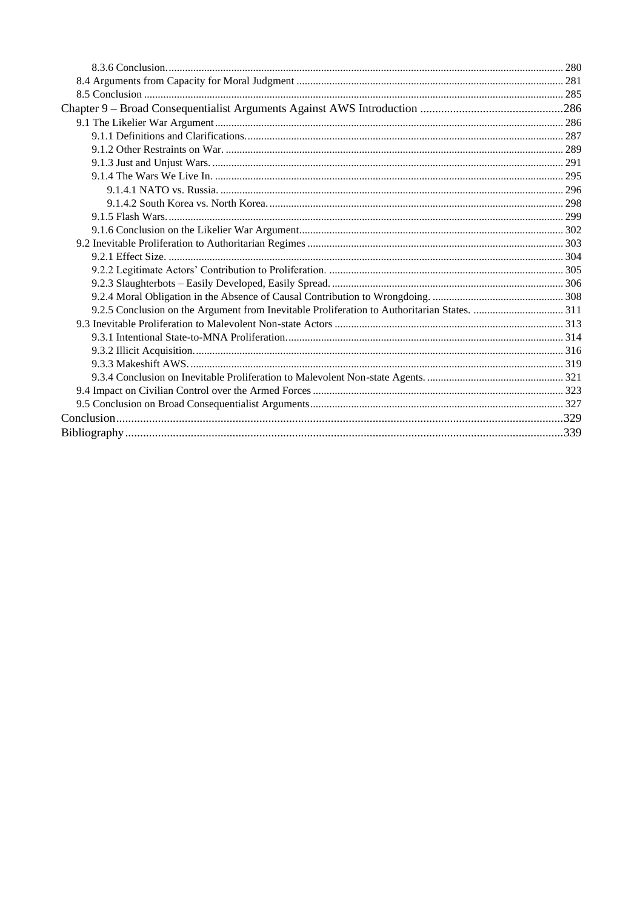8.3.6 Conclusion. 280
8.4 Arguments from Capacity for Moral Judgment 281
8.5 Conclusion 285
Chapter 9 – Broad Consequentialist Arguments Against AWS Introduction 286
9.1 The Likelier War Argument 286
9.1.1 Definitions and Clarifications. 287
9.1.2 Other Restraints on War. 289
9.1.3 Just and Unjust Wars. 291
9.1.4 The Wars We Live In. 295
9.1.4.1 NATO vs. Russia. 296
9.1.4.2 South Korea vs. North Korea. 298
9.1.5 Flash Wars. 299
9.1.6 Conclusion on the Likelier War Argument 302
9.2 Inevitable Proliferation to Authoritarian Regimes 303
9.2.1 Effect Size. 304
9.2.2 Legitimate Actors' Contribution to Proliferation. 305
9.2.3 Slaughterbots – Easily Developed, Easily Spread. 306
9.2.4 Moral Obligation in the Absence of Causal Contribution to Wrongdoing. 308
9.2.5 Conclusion on the Argument from Inevitable Proliferation to Authoritarian States. 311
9.3 Inevitable Proliferation to Malevolent Non-state Actors 313
9.3.1 Intentional State-to-MNA Proliferation. 314
9.3.2 Illicit Acquisition. 316
9.3.3 Makeshift AWS. 319
9.3.4 Conclusion on Inevitable Proliferation to Malevolent Non-state Agents. 321
9.4 Impact on Civilian Control over the Armed Forces 323
9.5 Conclusion on Broad Consequentialist Arguments 327
Conclusion 329
Bibliography 339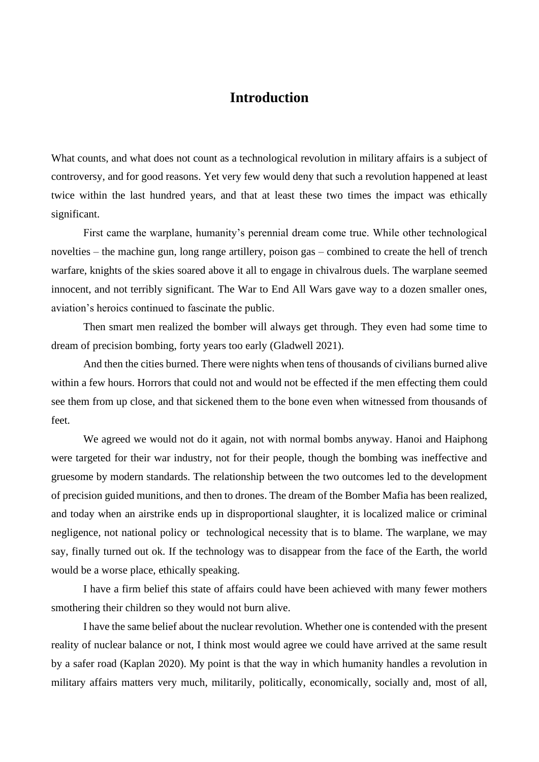# Introduction

What counts, and what does not count as a technological revolution in military affairs is a subject of controversy, and for good reasons. Yet very few would deny that such a revolution happened at least twice within the last hundred years, and that at least these two times the impact was ethically significant.

First came the warplane, humanity's perennial dream come true. While other technological novelties – the machine gun, long range artillery, poison gas – combined to create the hell of trench warfare, knights of the skies soared above it all to engage in chivalrous duels. The warplane seemed innocent, and not terribly significant. The War to End All Wars gave way to a dozen smaller ones, aviation's heroics continued to fascinate the public.

Then smart men realized the bomber will always get through. They even had some time to dream of precision bombing, forty years too early (Gladwell 2021).

And then the cities burned. There were nights when tens of thousands of civilians burned alive within a few hours. Horrors that could not and would not be effected if the men effecting them could see them from up close, and that sickened them to the bone even when witnessed from thousands of feet.

We agreed we would not do it again, not with normal bombs anyway. Hanoi and Haiphong were targeted for their war industry, not for their people, though the bombing was ineffective and gruesome by modern standards. The relationship between the two outcomes led to the development of precision guided munitions, and then to drones. The dream of the Bomber Mafia has been realized, and today when an airstrike ends up in disproportional slaughter, it is localized malice or criminal negligence, not national policy or technological necessity that is to blame. The warplane, we may say, finally turned out ok. If the technology was to disappear from the face of the Earth, the world would be a worse place, ethically speaking.

I have a firm belief this state of affairs could have been achieved with many fewer mothers smothering their children so they would not burn alive.

I have the same belief about the nuclear revolution. Whether one is contended with the present reality of nuclear balance or not, I think most would agree we could have arrived at the same result by a safer road (Kaplan 2020). My point is that the way in which humanity handles a revolution in military affairs matters very much, militarily, politically, economically, socially and, most of all,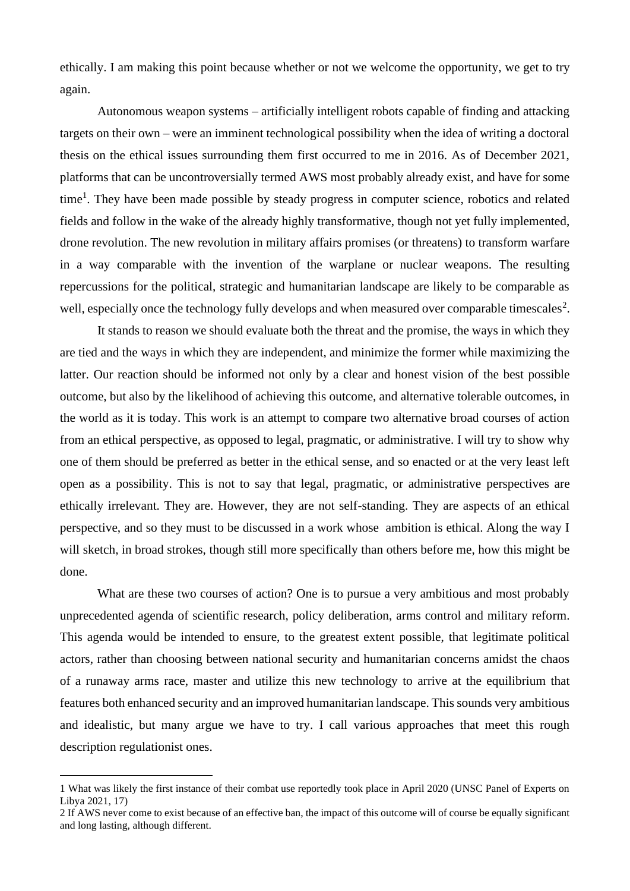ethically. I am making this point because whether or not we welcome the opportunity, we get to try again.

Autonomous weapon systems – artificially intelligent robots capable of finding and attacking targets on their own – were an imminent technological possibility when the idea of writing a doctoral thesis on the ethical issues surrounding them first occurred to me in 2016. As of December 2021, platforms that can be uncontroversially termed AWS most probably already exist, and have for some time[1]. They have been made possible by steady progress in computer science, robotics and related fields and follow in the wake of the already highly transformative, though not yet fully implemented, drone revolution. The new revolution in military affairs promises (or threatens) to transform warfare in a way comparable with the invention of the warplane or nuclear weapons. The resulting repercussions for the political, strategic and humanitarian landscape are likely to be comparable as well, especially once the technology fully develops and when measured over comparable timescales[2].

It stands to reason we should evaluate both the threat and the promise, the ways in which they are tied and the ways in which they are independent, and minimize the former while maximizing the latter. Our reaction should be informed not only by a clear and honest vision of the best possible outcome, but also by the likelihood of achieving this outcome, and alternative tolerable outcomes, in the world as it is today. This work is an attempt to compare two alternative broad courses of action from an ethical perspective, as opposed to legal, pragmatic, or administrative. I will try to show why one of them should be preferred as better in the ethical sense, and so enacted or at the very least left open as a possibility. This is not to say that legal, pragmatic, or administrative perspectives are ethically irrelevant. They are. However, they are not self-standing. They are aspects of an ethical perspective, and so they must to be discussed in a work whose ambition is ethical. Along the way I will sketch, in broad strokes, though still more specifically than others before me, how this might be done.

What are these two courses of action? One is to pursue a very ambitious and most probably unprecedented agenda of scientific research, policy deliberation, arms control and military reform. This agenda would be intended to ensure, to the greatest extent possible, that legitimate political actors, rather than choosing between national security and humanitarian concerns amidst the chaos of a runaway arms race, master and utilize this new technology to arrive at the equilibrium that features both enhanced security and an improved humanitarian landscape. This sounds very ambitious and idealistic, but many argue we have to try. I call various approaches that meet this rough description regulationist ones.

---

1 What was likely the first instance of their combat use reportedly took place in April 2020 (UNSC Panel of Experts on Libya 2021, 17)

2 If AWS never come to exist because of an effective ban, the impact of this outcome will of course be equally significant and long lasting, although different.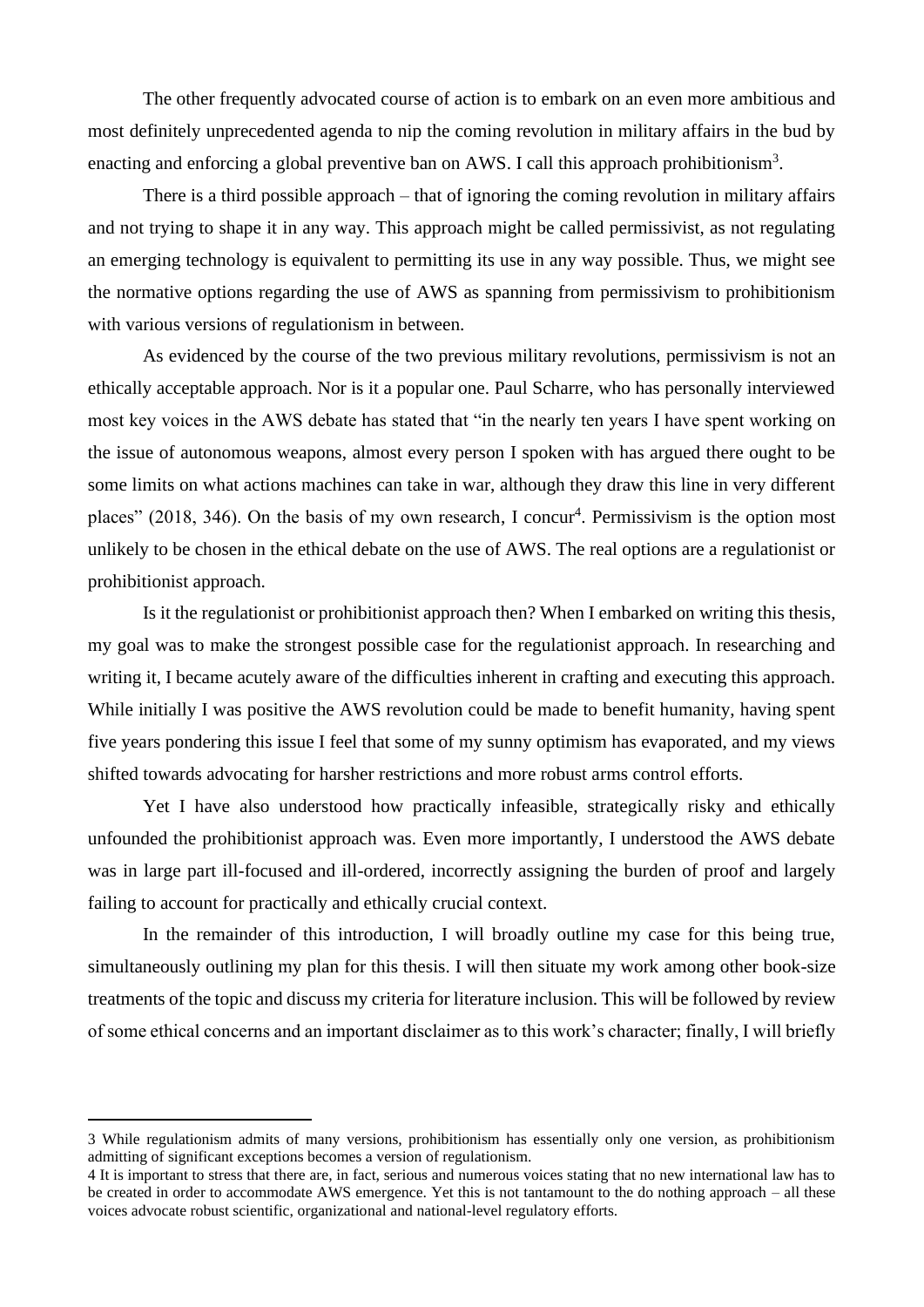The other frequently advocated course of action is to embark on an even more ambitious and most definitely unprecedented agenda to nip the coming revolution in military affairs in the bud by enacting and enforcing a global preventive ban on AWS. I call this approach prohibitionism[3].

There is a third possible approach – that of ignoring the coming revolution in military affairs and not trying to shape it in any way. This approach might be called permissivist, as not regulating an emerging technology is equivalent to permitting its use in any way possible. Thus, we might see the normative options regarding the use of AWS as spanning from permissivism to prohibitionism with various versions of regulationism in between.

As evidenced by the course of the two previous military revolutions, permissivism is not an ethically acceptable approach. Nor is it a popular one. Paul Scharre, who has personally interviewed most key voices in the AWS debate has stated that "in the nearly ten years I have spent working on the issue of autonomous weapons, almost every person I spoken with has argued there ought to be some limits on what actions machines can take in war, although they draw this line in very different places" (2018, 346). On the basis of my own research, I concur[4]. Permissivism is the option most unlikely to be chosen in the ethical debate on the use of AWS. The real options are a regulationist or prohibitionist approach.

Is it the regulationist or prohibitionist approach then? When I embarked on writing this thesis, my goal was to make the strongest possible case for the regulationist approach. In researching and writing it, I became acutely aware of the difficulties inherent in crafting and executing this approach. While initially I was positive the AWS revolution could be made to benefit humanity, having spent five years pondering this issue I feel that some of my sunny optimism has evaporated, and my views shifted towards advocating for harsher restrictions and more robust arms control efforts.

Yet I have also understood how practically infeasible, strategically risky and ethically unfounded the prohibitionist approach was. Even more importantly, I understood the AWS debate was in large part ill-focused and ill-ordered, incorrectly assigning the burden of proof and largely failing to account for practically and ethically crucial context.

In the remainder of this introduction, I will broadly outline my case for this being true, simultaneously outlining my plan for this thesis. I will then situate my work among other book-size treatments of the topic and discuss my criteria for literature inclusion. This will be followed by review of some ethical concerns and an important disclaimer as to this work's character; finally, I will briefly

---

3 While regulationism admits of many versions, prohibitionism has essentially only one version, as prohibitionism admitting of significant exceptions becomes a version of regulationism.

4 It is important to stress that there are, in fact, serious and numerous voices stating that no new international law has to be created in order to accommodate AWS emergence. Yet this is not tantamount to the do nothing approach – all these voices advocate robust scientific, organizational and national-level regulatory efforts.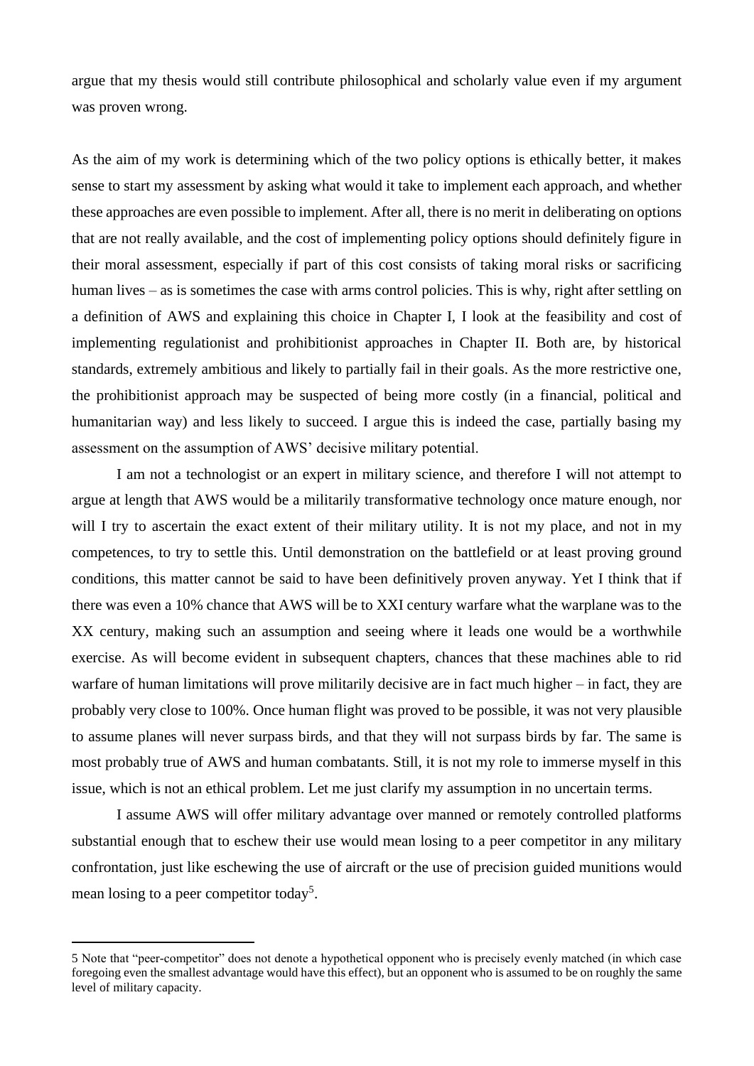argue that my thesis would still contribute philosophical and scholarly value even if my argument was proven wrong.

As the aim of my work is determining which of the two policy options is ethically better, it makes sense to start my assessment by asking what would it take to implement each approach, and whether these approaches are even possible to implement. After all, there is no merit in deliberating on options that are not really available, and the cost of implementing policy options should definitely figure in their moral assessment, especially if part of this cost consists of taking moral risks or sacrificing human lives – as is sometimes the case with arms control policies. This is why, right after settling on a definition of AWS and explaining this choice in Chapter I, I look at the feasibility and cost of implementing regulationist and prohibitionist approaches in Chapter II. Both are, by historical standards, extremely ambitious and likely to partially fail in their goals. As the more restrictive one, the prohibitionist approach may be suspected of being more costly (in a financial, political and humanitarian way) and less likely to succeed. I argue this is indeed the case, partially basing my assessment on the assumption of AWS' decisive military potential.

I am not a technologist or an expert in military science, and therefore I will not attempt to argue at length that AWS would be a militarily transformative technology once mature enough, nor will I try to ascertain the exact extent of their military utility. It is not my place, and not in my competences, to try to settle this. Until demonstration on the battlefield or at least proving ground conditions, this matter cannot be said to have been definitively proven anyway. Yet I think that if there was even a 10% chance that AWS will be to XXI century warfare what the warplane was to the XX century, making such an assumption and seeing where it leads one would be a worthwhile exercise. As will become evident in subsequent chapters, chances that these machines able to rid warfare of human limitations will prove militarily decisive are in fact much higher – in fact, they are probably very close to 100%. Once human flight was proved to be possible, it was not very plausible to assume planes will never surpass birds, and that they will not surpass birds by far. The same is most probably true of AWS and human combatants. Still, it is not my role to immerse myself in this issue, which is not an ethical problem. Let me just clarify my assumption in no uncertain terms.

I assume AWS will offer military advantage over manned or remotely controlled platforms substantial enough that to eschew their use would mean losing to a peer competitor in any military confrontation, just like eschewing the use of aircraft or the use of precision guided munitions would mean losing to a peer competitor today[5].

---

5 Note that "peer-competitor" does not denote a hypothetical opponent who is precisely evenly matched (in which case foregoing even the smallest advantage would have this effect), but an opponent who is assumed to be on roughly the same level of military capacity.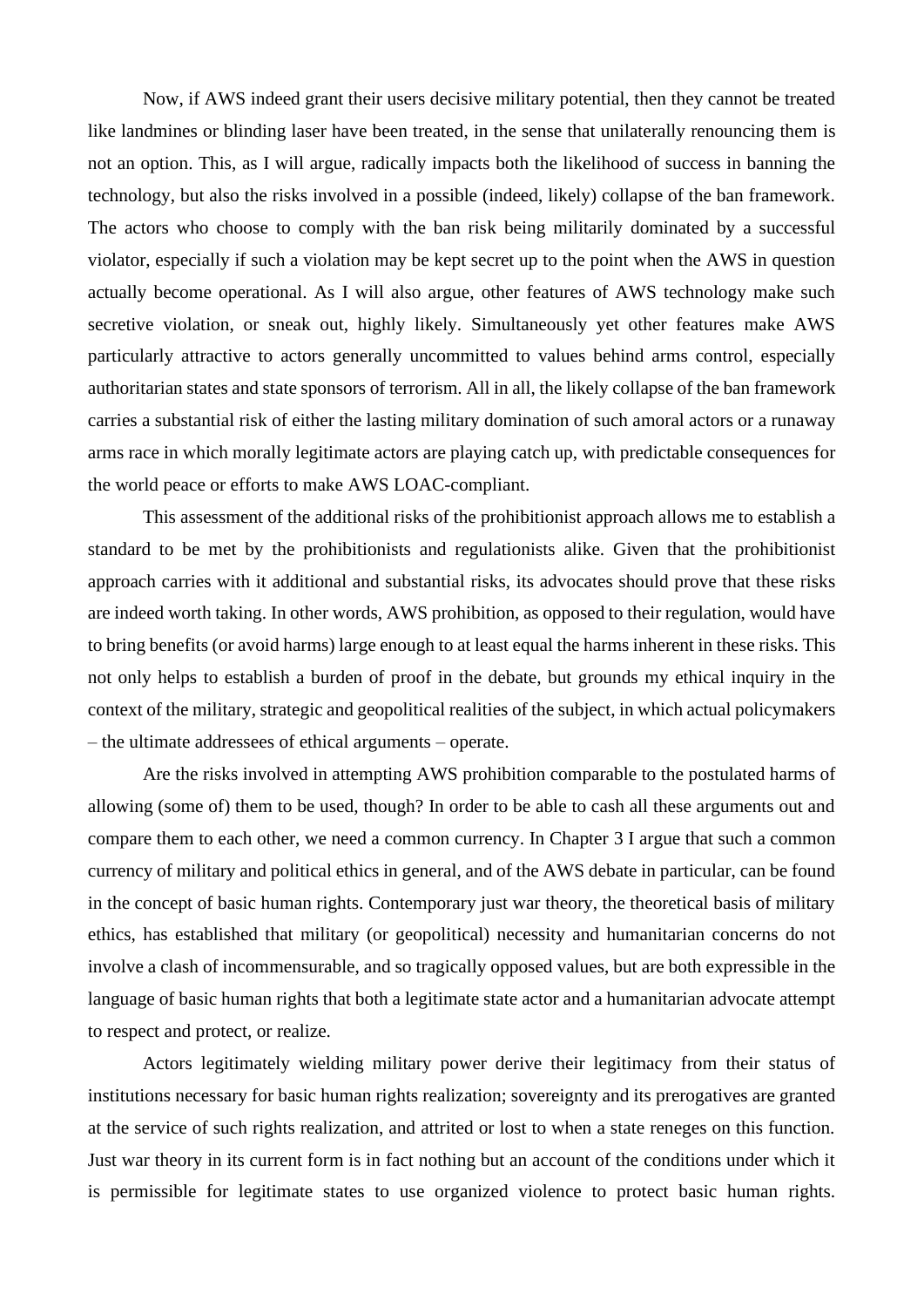Now, if AWS indeed grant their users decisive military potential, then they cannot be treated like landmines or blinding laser have been treated, in the sense that unilaterally renouncing them is not an option. This, as I will argue, radically impacts both the likelihood of success in banning the technology, but also the risks involved in a possible (indeed, likely) collapse of the ban framework. The actors who choose to comply with the ban risk being militarily dominated by a successful violator, especially if such a violation may be kept secret up to the point when the AWS in question actually become operational. As I will also argue, other features of AWS technology make such secretive violation, or sneak out, highly likely. Simultaneously yet other features make AWS particularly attractive to actors generally uncommitted to values behind arms control, especially authoritarian states and state sponsors of terrorism. All in all, the likely collapse of the ban framework carries a substantial risk of either the lasting military domination of such amoral actors or a runaway arms race in which morally legitimate actors are playing catch up, with predictable consequences for the world peace or efforts to make AWS LOAC-compliant.

This assessment of the additional risks of the prohibitionist approach allows me to establish a standard to be met by the prohibitionists and regulationists alike. Given that the prohibitionist approach carries with it additional and substantial risks, its advocates should prove that these risks are indeed worth taking. In other words, AWS prohibition, as opposed to their regulation, would have to bring benefits (or avoid harms) large enough to at least equal the harms inherent in these risks. This not only helps to establish a burden of proof in the debate, but grounds my ethical inquiry in the context of the military, strategic and geopolitical realities of the subject, in which actual policymakers – the ultimate addressees of ethical arguments – operate.

Are the risks involved in attempting AWS prohibition comparable to the postulated harms of allowing (some of) them to be used, though? In order to be able to cash all these arguments out and compare them to each other, we need a common currency. In Chapter 3 I argue that such a common currency of military and political ethics in general, and of the AWS debate in particular, can be found in the concept of basic human rights. Contemporary just war theory, the theoretical basis of military ethics, has established that military (or geopolitical) necessity and humanitarian concerns do not involve a clash of incommensurable, and so tragically opposed values, but are both expressible in the language of basic human rights that both a legitimate state actor and a humanitarian advocate attempt to respect and protect, or realize.

Actors legitimately wielding military power derive their legitimacy from their status of institutions necessary for basic human rights realization; sovereignty and its prerogatives are granted at the service of such rights realization, and attrited or lost to when a state reneges on this function. Just war theory in its current form is in fact nothing but an account of the conditions under which it is permissible for legitimate states to use organized violence to protect basic human rights.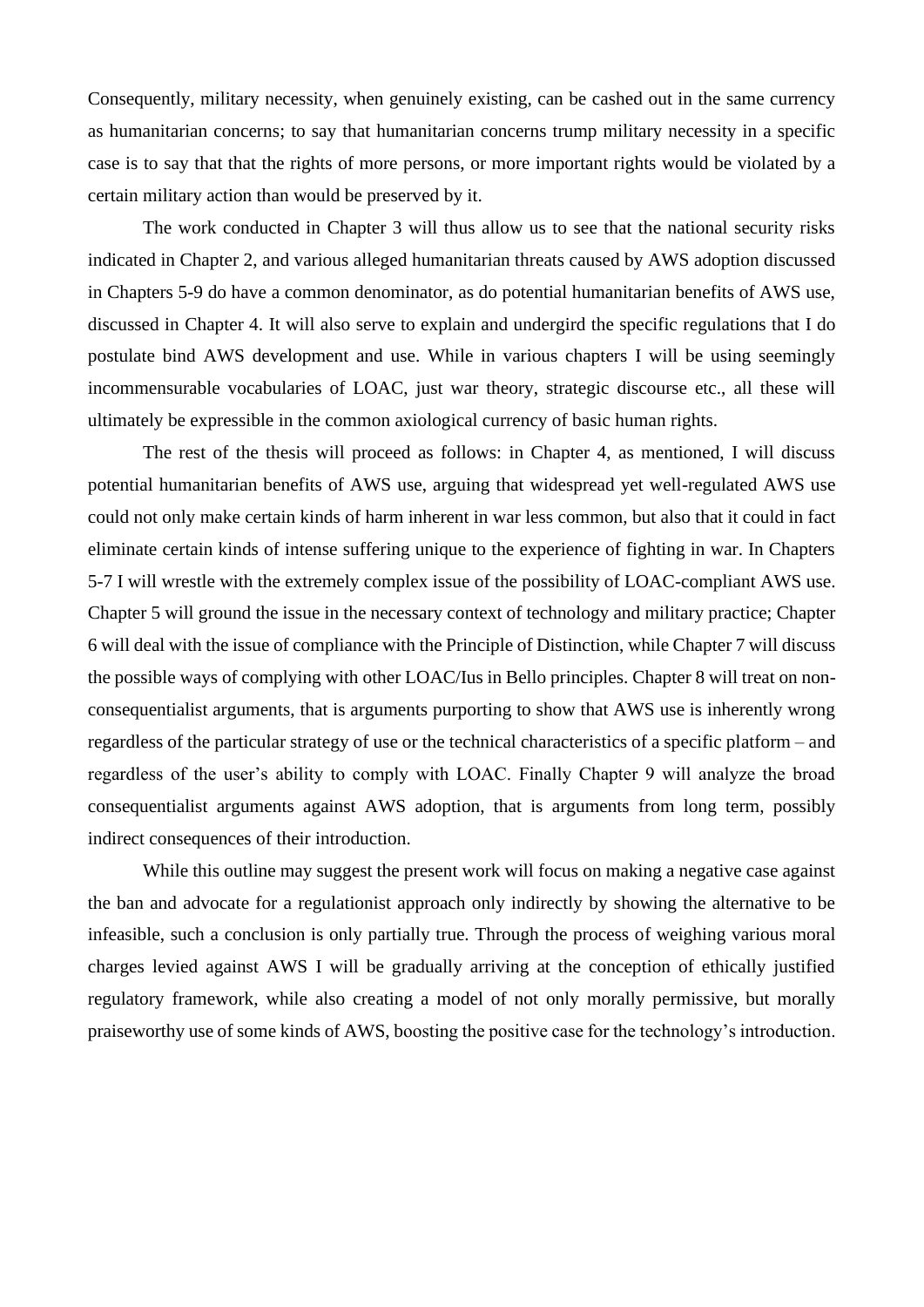Consequently, military necessity, when genuinely existing, can be cashed out in the same currency as humanitarian concerns; to say that humanitarian concerns trump military necessity in a specific case is to say that that the rights of more persons, or more important rights would be violated by a certain military action than would be preserved by it.

The work conducted in Chapter 3 will thus allow us to see that the national security risks indicated in Chapter 2, and various alleged humanitarian threats caused by AWS adoption discussed in Chapters 5-9 do have a common denominator, as do potential humanitarian benefits of AWS use, discussed in Chapter 4. It will also serve to explain and undergird the specific regulations that I do postulate bind AWS development and use. While in various chapters I will be using seemingly incommensurable vocabularies of LOAC, just war theory, strategic discourse etc., all these will ultimately be expressible in the common axiological currency of basic human rights.

The rest of the thesis will proceed as follows: in Chapter 4, as mentioned, I will discuss potential humanitarian benefits of AWS use, arguing that widespread yet well-regulated AWS use could not only make certain kinds of harm inherent in war less common, but also that it could in fact eliminate certain kinds of intense suffering unique to the experience of fighting in war. In Chapters 5-7 I will wrestle with the extremely complex issue of the possibility of LOAC-compliant AWS use. Chapter 5 will ground the issue in the necessary context of technology and military practice; Chapter 6 will deal with the issue of compliance with the Principle of Distinction, while Chapter 7 will discuss the possible ways of complying with other LOAC/Ius in Bello principles. Chapter 8 will treat on non-consequentialist arguments, that is arguments purporting to show that AWS use is inherently wrong regardless of the particular strategy of use or the technical characteristics of a specific platform – and regardless of the user's ability to comply with LOAC. Finally Chapter 9 will analyze the broad consequentialist arguments against AWS adoption, that is arguments from long term, possibly indirect consequences of their introduction.

While this outline may suggest the present work will focus on making a negative case against the ban and advocate for a regulationist approach only indirectly by showing the alternative to be infeasible, such a conclusion is only partially true. Through the process of weighing various moral charges levied against AWS I will be gradually arriving at the conception of ethically justified regulatory framework, while also creating a model of not only morally permissive, but morally praiseworthy use of some kinds of AWS, boosting the positive case for the technology's introduction.